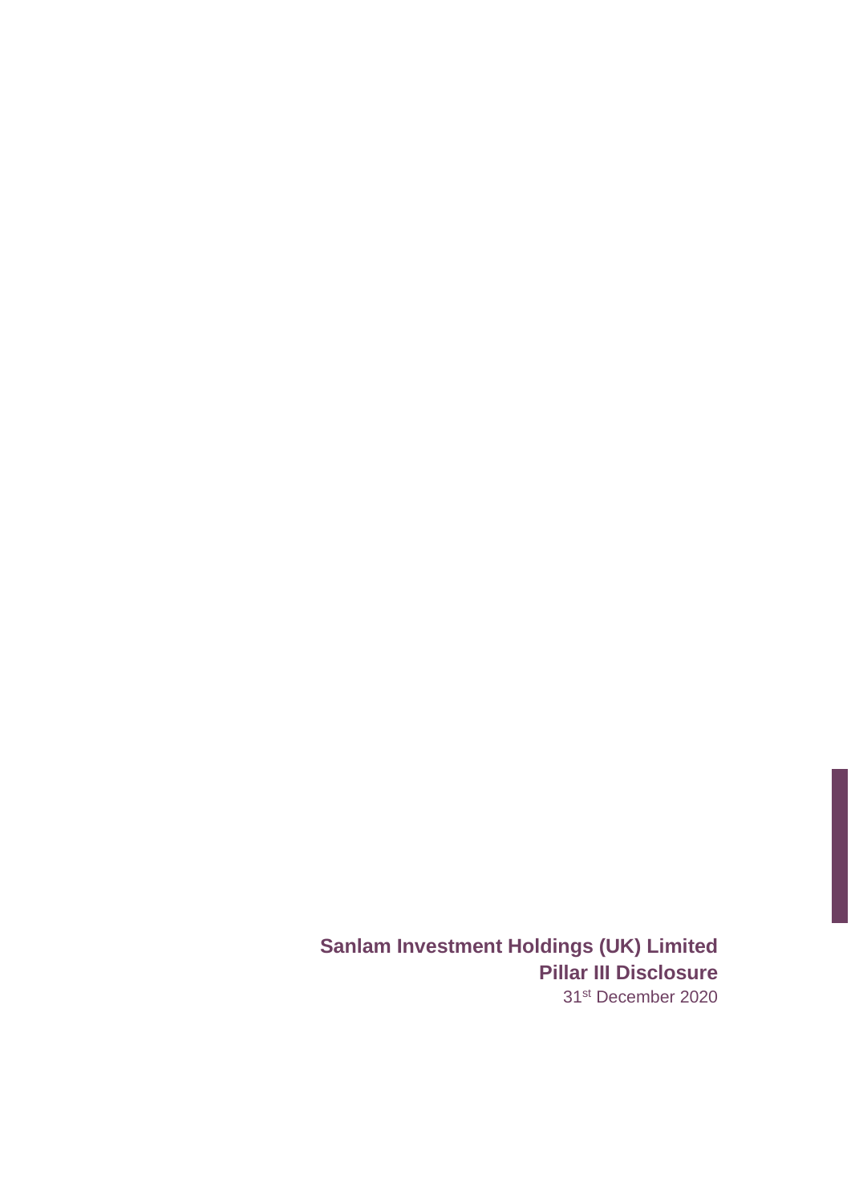# Sanlam Investment Holdings (UK) Limited

## Pillar III Disclosure

31st December 2020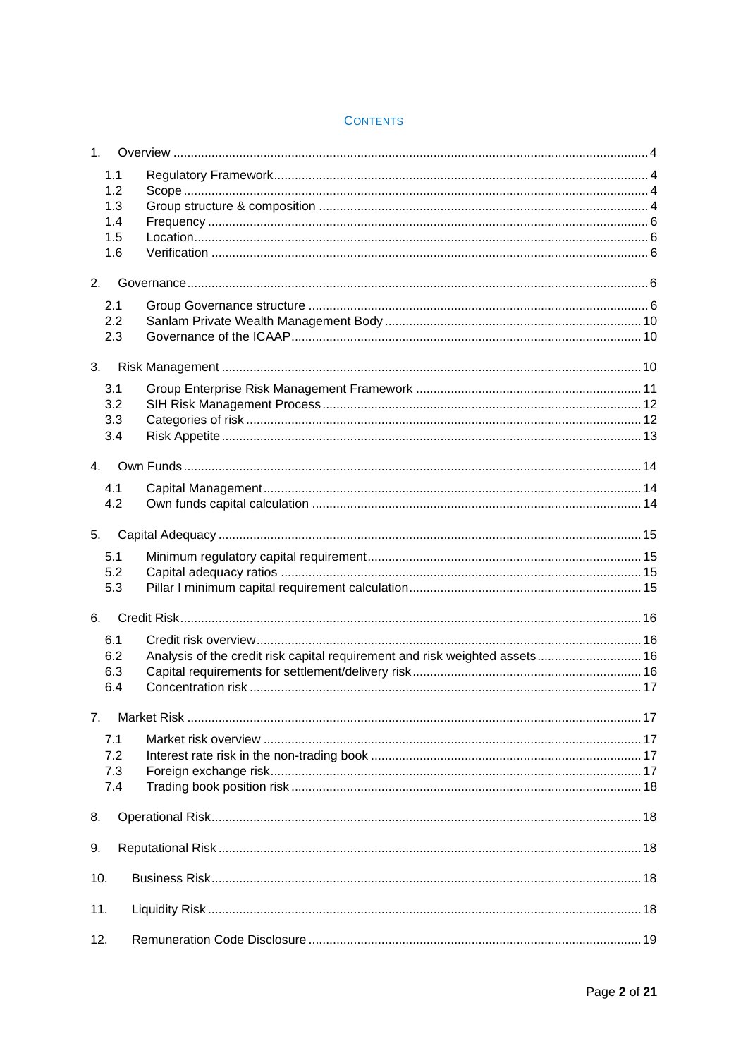# CONTENTS

1. Overview ........................................................................................................................................ 4
   - 1.1 Regulatory Framework.......................................................................................... 4
   - 1.2 Scope ................................................................................................................................ 4
   - 1.3 Group structure & composition ............................................................................ 4
   - 1.4 Frequency ........................................................................................................................ 6
   - 1.5 Location............................................................................................................................. 6
   - 1.6 Verification ........................................................................................................................ 6
2. Governance ...................................................................................................................................... 6
   - 2.1 Group Governance structure ................................................................................. 6
   - 2.2 Sanlam Private Wealth Management Body ...................................................... 10
   - 2.3 Governance of the ICAAP.................................................................................... 10
3. Risk Management ........................................................................................................................ 10
   - 3.1 Group Enterprise Risk Management Framework ............................................ 11
   - 3.2 SIH Risk Management Process .......................................................................... 12
   - 3.3 Categories of risk ........................................................................................................ 12
   - 3.4 Risk Appetite ............................................................................................................... 13
4. Own Funds ...................................................................................................................................... 14
   - 4.1 Capital Management................................................................................................. 14
   - 4.2 Own funds capital calculation ............................................................................. 14
5. Capital Adequacy ........................................................................................................................ 15
   - 5.1 Minimum regulatory capital requirement............................................................ 15
   - 5.2 Capital adequacy ratios .......................................................................................... 15
   - 5.3 Pillar I minimum capital requirement calculation................................................ 15
6. Credit Risk........................................................................................................................................ 16
   - 6.1 Credit risk overview..................................................................................................... 16
   - 6.2 Analysis of the credit risk capital requirement and risk weighted assets............................. 16
   - 6.3 Capital requirements for settlement/delivery risk.................................................. 16
   - 6.4 Concentration risk ..................................................................................................... 17
7. Market Risk .................................................................................................................................... 17
   - 7.1 Market risk overview ................................................................................................ 17
   - 7.2 Interest rate risk in the non-trading book ........................................................... 17
   - 7.3 Foreign exchange risk............................................................................................... 17
   - 7.4 Trading book position risk ...................................................................................... 18
8. Operational Risk............................................................................................................................ 18
9. Reputational Risk ......................................................................................................................... 18
10. Business Risk.............................................................................................................................. 18
11. Liquidity Risk .............................................................................................................................. 18
12. Remuneration Code Disclosure ............................................................................................. 19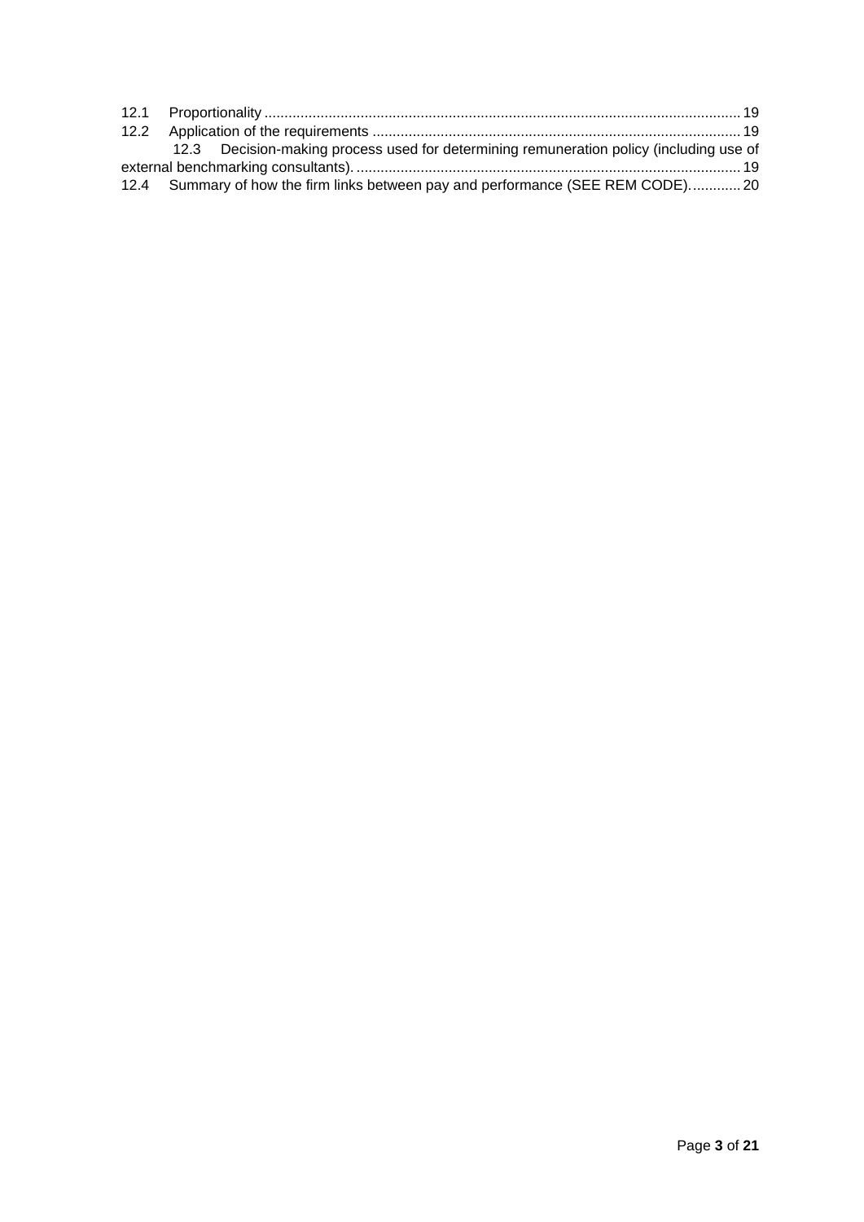12.1 Proportionality ..................................................................................................................... 19
12.2 Application of the requirements .......................................................................................... 19
12.3 Decision-making process used for determining remuneration policy (including use of external benchmarking consultants). ............................................................................................... 19
12.4 Summary of how the firm links between pay and performance (SEE REM CODE). ............ 20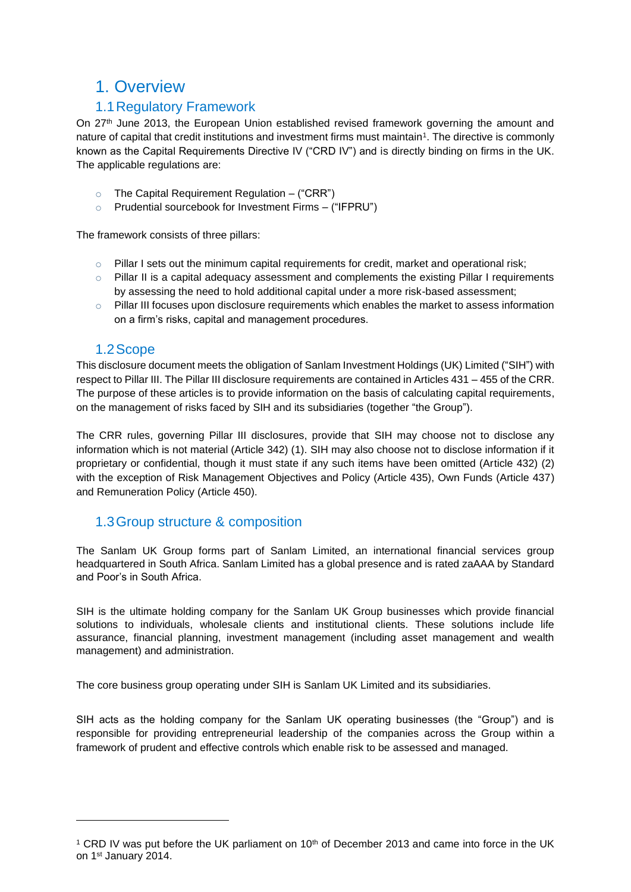// Page 4 of 21 — Pillar III disclosure, section 1 (Overview)

# 1. Overview

## 1.1 Regulatory Framework

On 27th June 2013, the European Union established revised framework governing the amount and nature of capital that credit institutions and investment firms must maintain[1]. The directive is commonly known as the Capital Requirements Directive IV ("CRD IV") and is directly binding on firms in the UK. The applicable regulations are:

- The Capital Requirement Regulation – ("CRR")
- Prudential sourcebook for Investment Firms – ("IFPRU")

The framework consists of three pillars:

- Pillar I sets out the minimum capital requirements for credit, market and operational risk;
- Pillar II is a capital adequacy assessment and complements the existing Pillar I requirements by assessing the need to hold additional capital under a more risk-based assessment;
- Pillar III focuses upon disclosure requirements which enables the market to assess information on a firm's risks, capital and management procedures.

## 1.2 Scope

This disclosure document meets the obligation of Sanlam Investment Holdings (UK) Limited ("SIH") with respect to Pillar III. The Pillar III disclosure requirements are contained in Articles 431 – 455 of the CRR. The purpose of these articles is to provide information on the basis of calculating capital requirements, on the management of risks faced by SIH and its subsidiaries (together "the Group").

The CRR rules, governing Pillar III disclosures, provide that SIH may choose not to disclose any information which is not material (Article 342) (1). SIH may also choose not to disclose information if it proprietary or confidential, though it must state if any such items have been omitted (Article 432) (2) with the exception of Risk Management Objectives and Policy (Article 435), Own Funds (Article 437) and Remuneration Policy (Article 450).

## 1.3 Group structure & composition

The Sanlam UK Group forms part of Sanlam Limited, an international financial services group headquartered in South Africa. Sanlam Limited has a global presence and is rated zaAAA by Standard and Poor's in South Africa.

SIH is the ultimate holding company for the Sanlam UK Group businesses which provide financial solutions to individuals, wholesale clients and institutional clients. These solutions include life assurance, financial planning, investment management (including asset management and wealth management) and administration.

The core business group operating under SIH is Sanlam UK Limited and its subsidiaries.

SIH acts as the holding company for the Sanlam UK operating businesses (the "Group") and is responsible for providing entrepreneurial leadership of the companies across the Group within a framework of prudent and effective controls which enable risk to be assessed and managed.

---

[1] CRD IV was put before the UK parliament on 10th of December 2013 and came into force in the UK on 1st January 2014.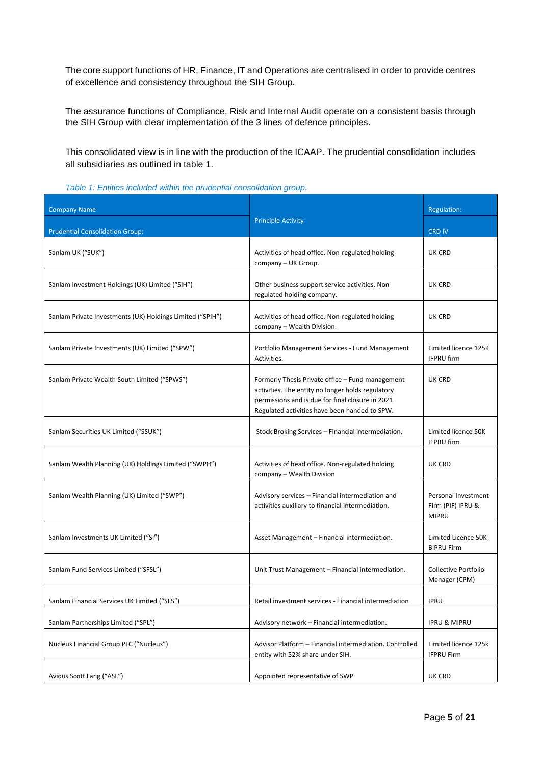The core support functions of HR, Finance, IT and Operations are centralised in order to provide centres of excellence and consistency throughout the SIH Group.

The assurance functions of Compliance, Risk and Internal Audit operate on a consistent basis through the SIH Group with clear implementation of the 3 lines of defence principles.

This consolidated view is in line with the production of the ICAAP. The prudential consolidation includes all subsidiaries as outlined in table 1.

*Table 1: Entities included within the prudential consolidation group.*

| Company Name<br>Prudential Consolidation Group: | Principle Activity | Regulation:<br>CRD IV |
|---|---|---|
| Sanlam UK ("SUK") | Activities of head office. Non-regulated holding company – UK Group. | UK CRD |
| Sanlam Investment Holdings (UK) Limited ("SIH") | Other business support service activities. Non-regulated holding company. | UK CRD |
| Sanlam Private Investments (UK) Holdings Limited ("SPIH") | Activities of head office. Non-regulated holding company – Wealth Division. | UK CRD |
| Sanlam Private Investments (UK) Limited ("SPW") | Portfolio Management Services - Fund Management Activities. | Limited licence 125K IFPRU firm |
| Sanlam Private Wealth South Limited ("SPWS") | Formerly Thesis Private office – Fund management activities. The entity no longer holds regulatory permissions and is due for final closure in 2021. Regulated activities have been handed to SPW. | UK CRD |
| Sanlam Securities UK Limited ("SSUK") | Stock Broking Services – Financial intermediation. | Limited licence 50K IFPRU firm |
| Sanlam Wealth Planning (UK) Holdings Limited ("SWPH") | Activities of head office. Non-regulated holding company – Wealth Division | UK CRD |
| Sanlam Wealth Planning (UK) Limited ("SWP") | Advisory services – Financial intermediation and activities auxiliary to financial intermediation. | Personal Investment Firm (PIF) IPRU & MIPRU |
| Sanlam Investments UK Limited ("SI") | Asset Management – Financial intermediation. | Limited Licence 50K BIPRU Firm |
| Sanlam Fund Services Limited ("SFSL") | Unit Trust Management – Financial intermediation. | Collective Portfolio Manager (CPM) |
| Sanlam Financial Services UK Limited ("SFS") | Retail investment services - Financial intermediation | IPRU |
| Sanlam Partnerships Limited ("SPL") | Advisory network – Financial intermediation. | IPRU & MIPRU |
| Nucleus Financial Group PLC ("Nucleus") | Advisor Platform – Financial intermediation. Controlled entity with 52% share under SIH. | Limited licence 125k IFPRU Firm |
| Avidus Scott Lang ("ASL") | Appointed representative of SWP | UK CRD |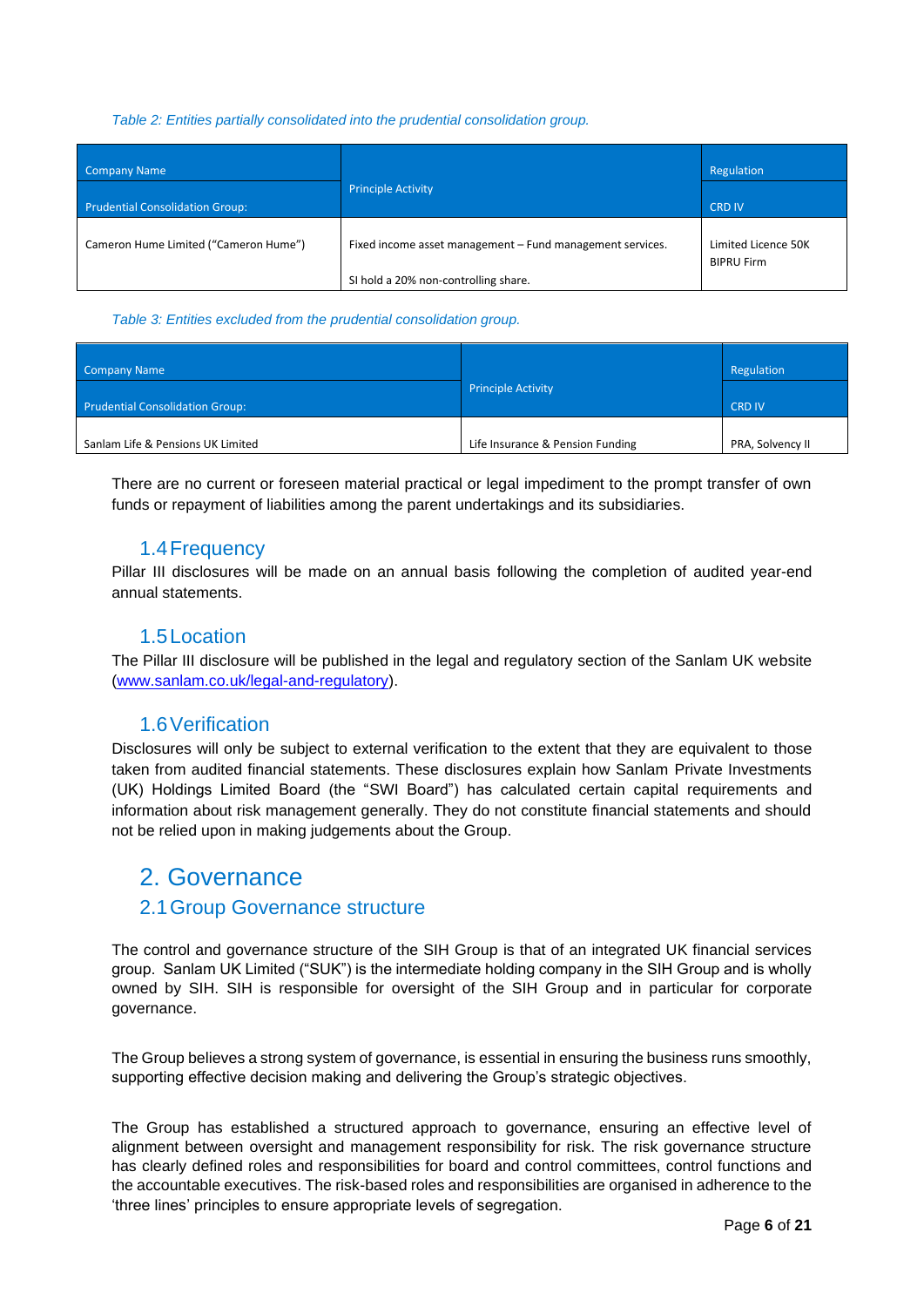*Table 2: Entities partially consolidated into the prudential consolidation group.*

| Company Name | Principle Activity | Regulation |
|---|---|---|
| Prudential Consolidation Group: | | CRD IV |
| Cameron Hume Limited ("Cameron Hume") | Fixed income asset management – Fund management services.<br><br>SI hold a 20% non-controlling share. | Limited Licence 50K BIPRU Firm |

*Table 3: Entities excluded from the prudential consolidation group.*

| Company Name | Principle Activity | Regulation |
|---|---|---|
| Prudential Consolidation Group: | | CRD IV |
| Sanlam Life & Pensions UK Limited | Life Insurance & Pension Funding | PRA, Solvency II |

There are no current or foreseen material practical or legal impediment to the prompt transfer of own funds or repayment of liabilities among the parent undertakings and its subsidiaries.

### 1.4 Frequency

Pillar III disclosures will be made on an annual basis following the completion of audited year-end annual statements.

### 1.5 Location

The Pillar III disclosure will be published in the legal and regulatory section of the Sanlam UK website (www.sanlam.co.uk/legal-and-regulatory).

### 1.6 Verification

Disclosures will only be subject to external verification to the extent that they are equivalent to those taken from audited financial statements. These disclosures explain how Sanlam Private Investments (UK) Holdings Limited Board (the "SWI Board") has calculated certain capital requirements and information about risk management generally. They do not constitute financial statements and should not be relied upon in making judgements about the Group.

## 2. Governance

### 2.1 Group Governance structure

The control and governance structure of the SIH Group is that of an integrated UK financial services group. Sanlam UK Limited ("SUK") is the intermediate holding company in the SIH Group and is wholly owned by SIH. SIH is responsible for oversight of the SIH Group and in particular for corporate governance.

The Group believes a strong system of governance, is essential in ensuring the business runs smoothly, supporting effective decision making and delivering the Group's strategic objectives.

The Group has established a structured approach to governance, ensuring an effective level of alignment between oversight and management responsibility for risk. The risk governance structure has clearly defined roles and responsibilities for board and control committees, control functions and the accountable executives. The risk-based roles and responsibilities are organised in adherence to the 'three lines' principles to ensure appropriate levels of segregation.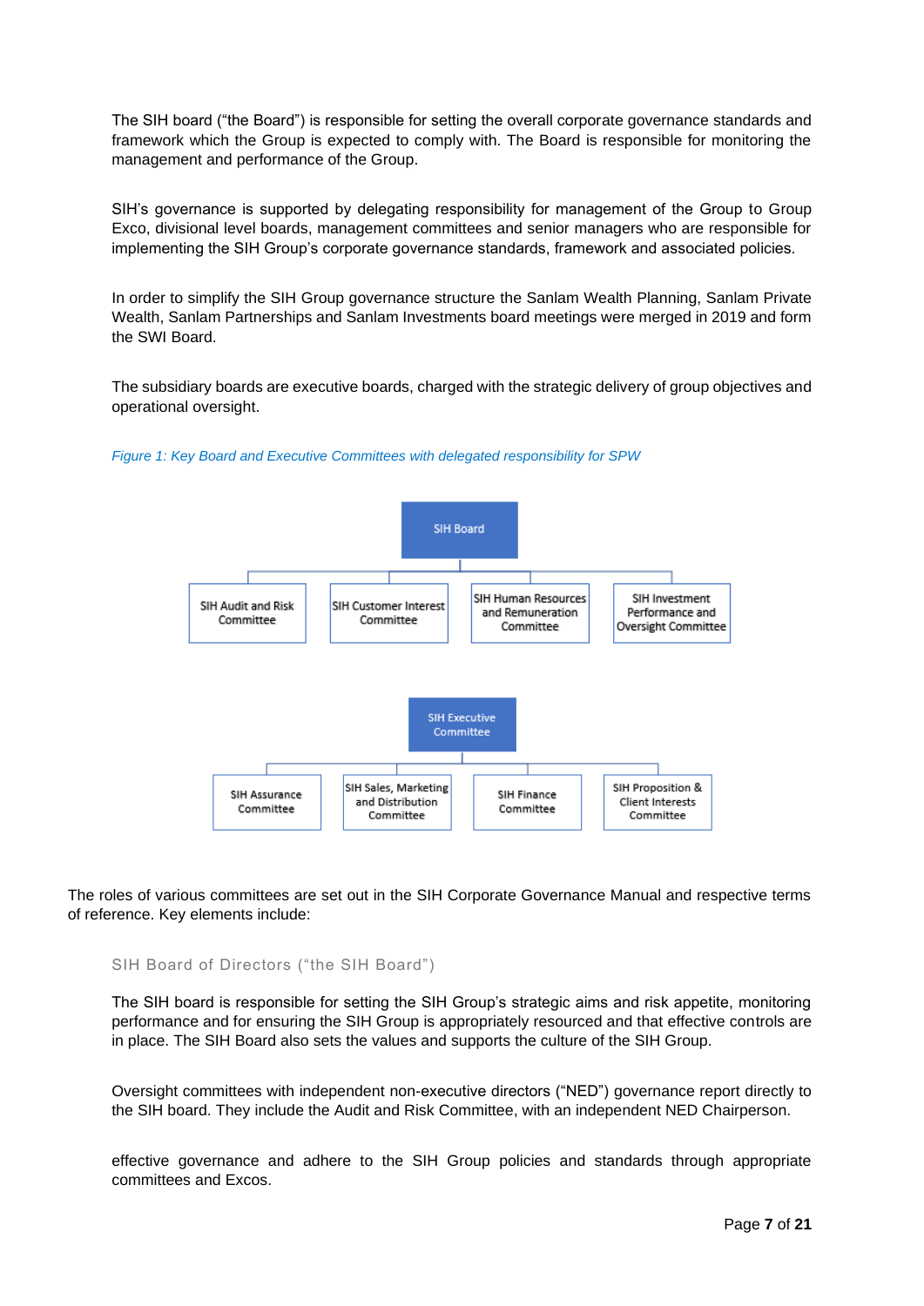The SIH board ("the Board") is responsible for setting the overall corporate governance standards and framework which the Group is expected to comply with. The Board is responsible for monitoring the management and performance of the Group.

SIH's governance is supported by delegating responsibility for management of the Group to Group Exco, divisional level boards, management committees and senior managers who are responsible for implementing the SIH Group's corporate governance standards, framework and associated policies.

In order to simplify the SIH Group governance structure the Sanlam Wealth Planning, Sanlam Private Wealth, Sanlam Partnerships and Sanlam Investments board meetings were merged in 2019 and form the SWI Board.

The subsidiary boards are executive boards, charged with the strategic delivery of group objectives and operational oversight.

*Figure 1: Key Board and Executive Committees with delegated responsibility for SPW*

- SIH Board
  - SIH Audit and Risk Committee
  - SIH Customer Interest Committee
  - SIH Human Resources and Remuneration Committee
  - SIH Investment Performance and Oversight Committee

- SIH Executive Committee
  - SIH Assurance Committee
  - SIH Sales, Marketing and Distribution Committee
  - SIH Finance Committee
  - SIH Proposition & Client Interests Committee

The roles of various committees are set out in the SIH Corporate Governance Manual and respective terms of reference. Key elements include:

### SIH Board of Directors ("the SIH Board")

The SIH board is responsible for setting the SIH Group's strategic aims and risk appetite, monitoring performance and for ensuring the SIH Group is appropriately resourced and that effective controls are in place. The SIH Board also sets the values and supports the culture of the SIH Group.

Oversight committees with independent non-executive directors ("NED") governance report directly to the SIH board. They include the Audit and Risk Committee, with an independent NED Chairperson.

effective governance and adhere to the SIH Group policies and standards through appropriate committees and Excos.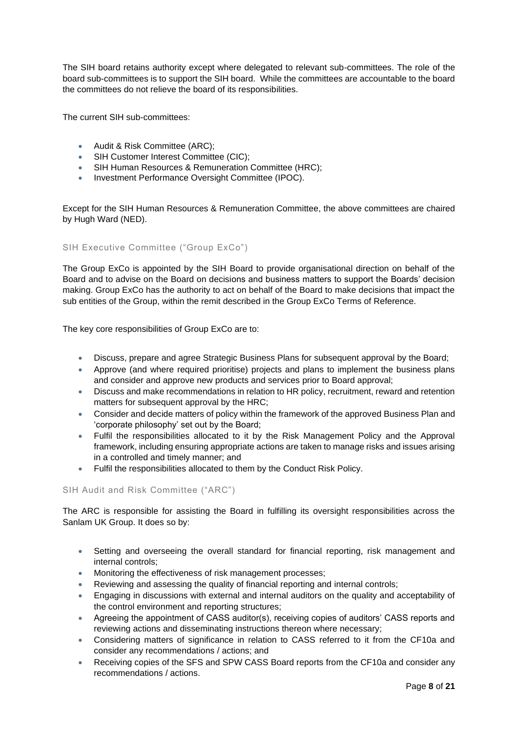The SIH board retains authority except where delegated to relevant sub-committees. The role of the board sub-committees is to support the SIH board. While the committees are accountable to the board the committees do not relieve the board of its responsibilities.

The current SIH sub-committees:

- Audit & Risk Committee (ARC);
- SIH Customer Interest Committee (CIC);
- SIH Human Resources & Remuneration Committee (HRC);
- Investment Performance Oversight Committee (IPOC).

Except for the SIH Human Resources & Remuneration Committee, the above committees are chaired by Hugh Ward (NED).

### SIH Executive Committee ("Group ExCo")

The Group ExCo is appointed by the SIH Board to provide organisational direction on behalf of the Board and to advise on the Board on decisions and business matters to support the Boards' decision making. Group ExCo has the authority to act on behalf of the Board to make decisions that impact the sub entities of the Group, within the remit described in the Group ExCo Terms of Reference.

The key core responsibilities of Group ExCo are to:

- Discuss, prepare and agree Strategic Business Plans for subsequent approval by the Board;
- Approve (and where required prioritise) projects and plans to implement the business plans and consider and approve new products and services prior to Board approval;
- Discuss and make recommendations in relation to HR policy, recruitment, reward and retention matters for subsequent approval by the HRC;
- Consider and decide matters of policy within the framework of the approved Business Plan and 'corporate philosophy' set out by the Board;
- Fulfil the responsibilities allocated to it by the Risk Management Policy and the Approval framework, including ensuring appropriate actions are taken to manage risks and issues arising in a controlled and timely manner; and
- Fulfil the responsibilities allocated to them by the Conduct Risk Policy.

### SIH Audit and Risk Committee ("ARC")

The ARC is responsible for assisting the Board in fulfilling its oversight responsibilities across the Sanlam UK Group. It does so by:

- Setting and overseeing the overall standard for financial reporting, risk management and internal controls;
- Monitoring the effectiveness of risk management processes;
- Reviewing and assessing the quality of financial reporting and internal controls;
- Engaging in discussions with external and internal auditors on the quality and acceptability of the control environment and reporting structures;
- Agreeing the appointment of CASS auditor(s), receiving copies of auditors' CASS reports and reviewing actions and disseminating instructions thereon where necessary;
- Considering matters of significance in relation to CASS referred to it from the CF10a and consider any recommendations / actions; and
- Receiving copies of the SFS and SPW CASS Board reports from the CF10a and consider any recommendations / actions.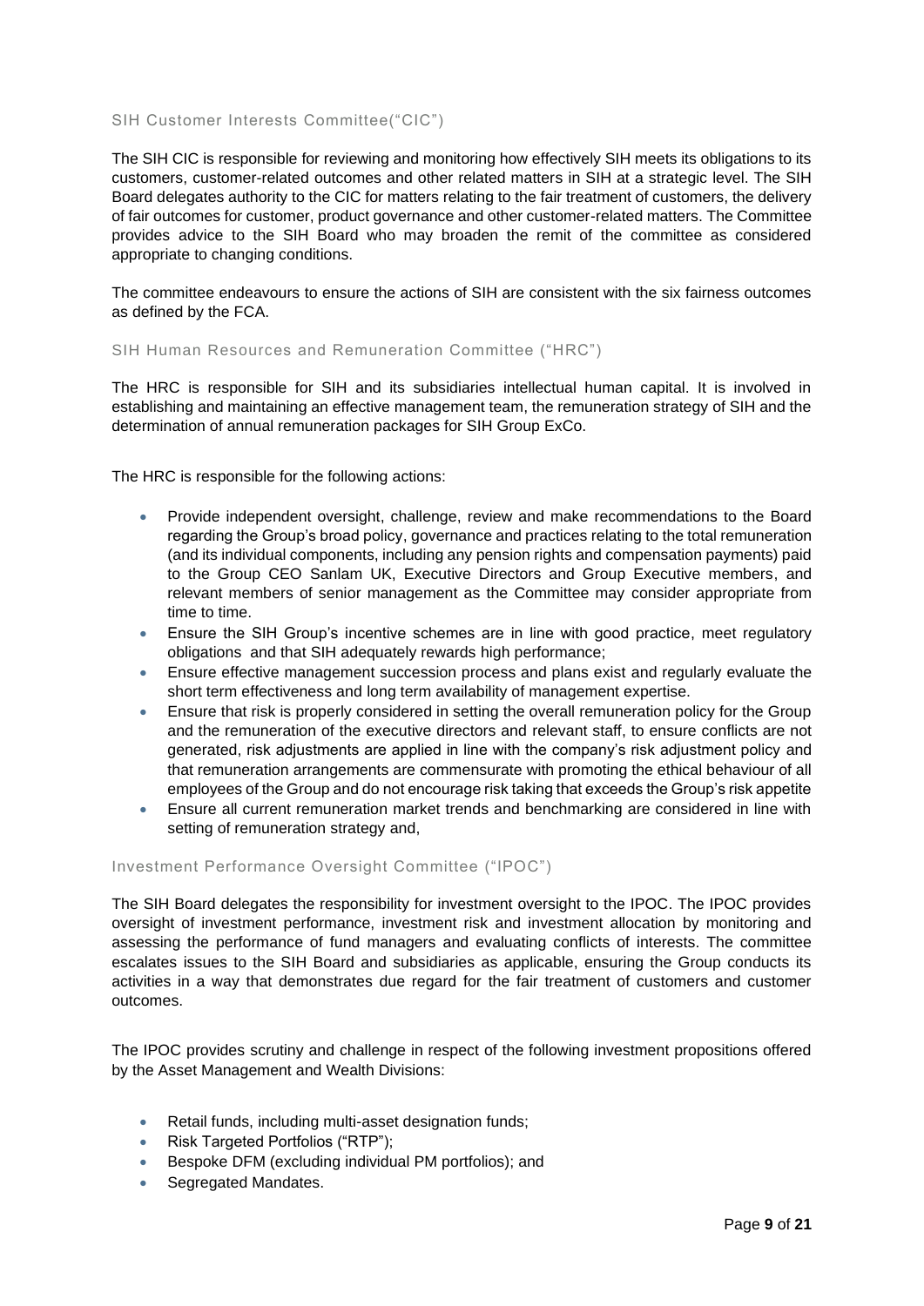### SIH Customer Interests Committee("CIC")

The SIH CIC is responsible for reviewing and monitoring how effectively SIH meets its obligations to its customers, customer-related outcomes and other related matters in SIH at a strategic level. The SIH Board delegates authority to the CIC for matters relating to the fair treatment of customers, the delivery of fair outcomes for customer, product governance and other customer-related matters. The Committee provides advice to the SIH Board who may broaden the remit of the committee as considered appropriate to changing conditions.

The committee endeavours to ensure the actions of SIH are consistent with the six fairness outcomes as defined by the FCA.

### SIH Human Resources and Remuneration Committee ("HRC")

The HRC is responsible for SIH and its subsidiaries intellectual human capital. It is involved in establishing and maintaining an effective management team, the remuneration strategy of SIH and the determination of annual remuneration packages for SIH Group ExCo.

The HRC is responsible for the following actions:

- Provide independent oversight, challenge, review and make recommendations to the Board regarding the Group's broad policy, governance and practices relating to the total remuneration (and its individual components, including any pension rights and compensation payments) paid to the Group CEO Sanlam UK, Executive Directors and Group Executive members, and relevant members of senior management as the Committee may consider appropriate from time to time.
- Ensure the SIH Group's incentive schemes are in line with good practice, meet regulatory obligations and that SIH adequately rewards high performance;
- Ensure effective management succession process and plans exist and regularly evaluate the short term effectiveness and long term availability of management expertise.
- Ensure that risk is properly considered in setting the overall remuneration policy for the Group and the remuneration of the executive directors and relevant staff, to ensure conflicts are not generated, risk adjustments are applied in line with the company's risk adjustment policy and that remuneration arrangements are commensurate with promoting the ethical behaviour of all employees of the Group and do not encourage risk taking that exceeds the Group's risk appetite
- Ensure all current remuneration market trends and benchmarking are considered in line with setting of remuneration strategy and,

### Investment Performance Oversight Committee ("IPOC")

The SIH Board delegates the responsibility for investment oversight to the IPOC. The IPOC provides oversight of investment performance, investment risk and investment allocation by monitoring and assessing the performance of fund managers and evaluating conflicts of interests. The committee escalates issues to the SIH Board and subsidiaries as applicable, ensuring the Group conducts its activities in a way that demonstrates due regard for the fair treatment of customers and customer outcomes.

The IPOC provides scrutiny and challenge in respect of the following investment propositions offered by the Asset Management and Wealth Divisions:

- Retail funds, including multi-asset designation funds;
- Risk Targeted Portfolios ("RTP");
- Bespoke DFM (excluding individual PM portfolios); and
- Segregated Mandates.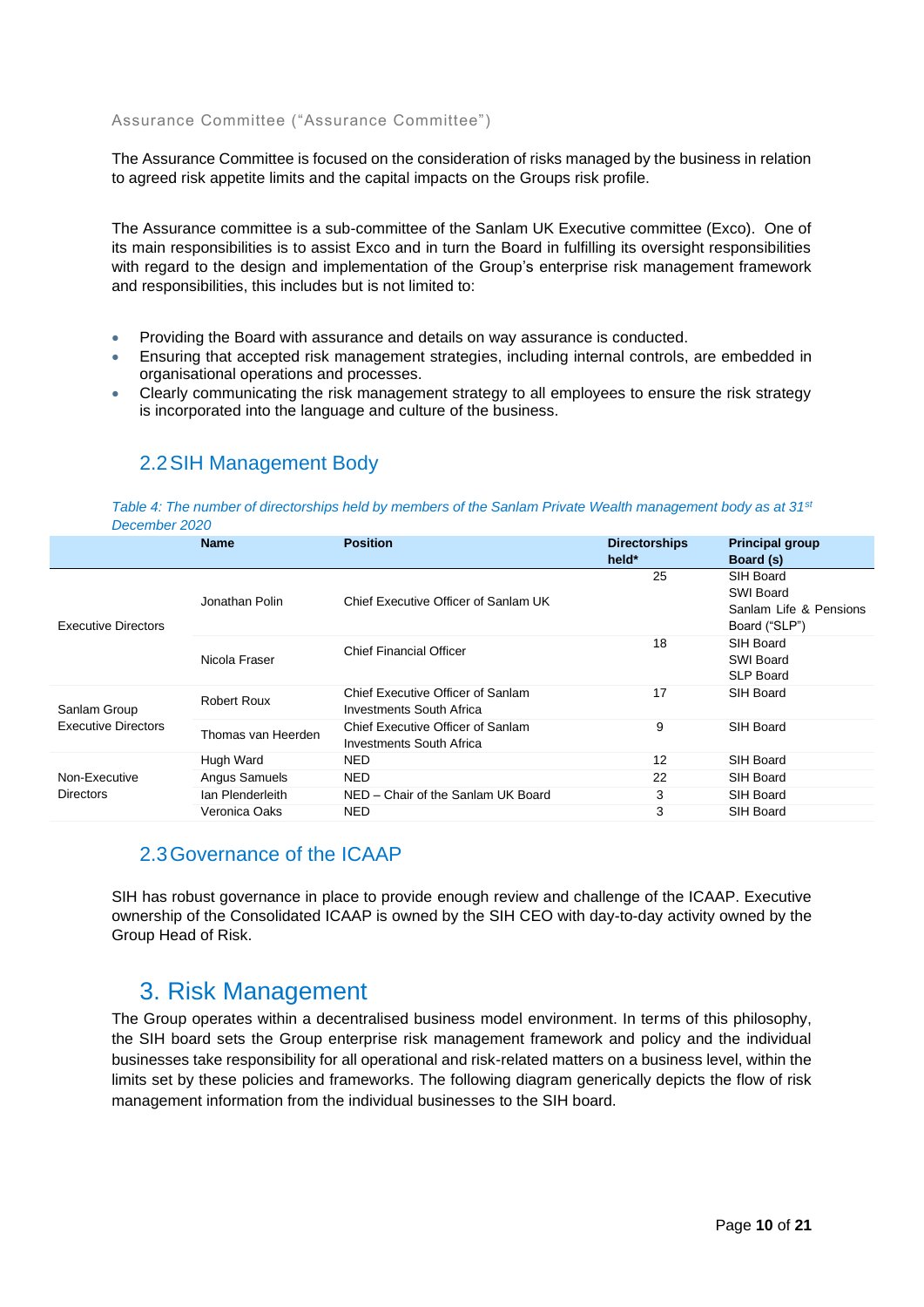Assurance Committee ("Assurance Committee")

The Assurance Committee is focused on the consideration of risks managed by the business in relation to agreed risk appetite limits and the capital impacts on the Groups risk profile.

The Assurance committee is a sub-committee of the Sanlam UK Executive committee (Exco). One of its main responsibilities is to assist Exco and in turn the Board in fulfilling its oversight responsibilities with regard to the design and implementation of the Group's enterprise risk management framework and responsibilities, this includes but is not limited to:

- Providing the Board with assurance and details on way assurance is conducted.
- Ensuring that accepted risk management strategies, including internal controls, are embedded in organisational operations and processes.
- Clearly communicating the risk management strategy to all employees to ensure the risk strategy is incorporated into the language and culture of the business.

## 2.2 SIH Management Body

*Table 4: The number of directorships held by members of the Sanlam Private Wealth management body as at 31st December 2020*

| | Name | Position | Directorships held* | Principal group Board (s) |
|---|---|---|---|---|
| Executive Directors | Jonathan Polin | Chief Executive Officer of Sanlam UK | 25 | SIH Board<br>SWI Board<br>Sanlam Life & Pensions Board ("SLP") |
| | Nicola Fraser | Chief Financial Officer | 18 | SIH Board<br>SWI Board<br>SLP Board |
| Sanlam Group Executive Directors | Robert Roux | Chief Executive Officer of Sanlam Investments South Africa | 17 | SIH Board |
| | Thomas van Heerden | Chief Executive Officer of Sanlam Investments South Africa | 9 | SIH Board |
| Non-Executive Directors | Hugh Ward | NED | 12 | SIH Board |
| | Angus Samuels | NED | 22 | SIH Board |
| | Ian Plenderleith | NED – Chair of the Sanlam UK Board | 3 | SIH Board |
| | Veronica Oaks | NED | 3 | SIH Board |

## 2.3 Governance of the ICAAP

SIH has robust governance in place to provide enough review and challenge of the ICAAP. Executive ownership of the Consolidated ICAAP is owned by the SIH CEO with day-to-day activity owned by the Group Head of Risk.

# 3. Risk Management

The Group operates within a decentralised business model environment. In terms of this philosophy, the SIH board sets the Group enterprise risk management framework and policy and the individual businesses take responsibility for all operational and risk-related matters on a business level, within the limits set by these policies and frameworks. The following diagram generically depicts the flow of risk management information from the individual businesses to the SIH board.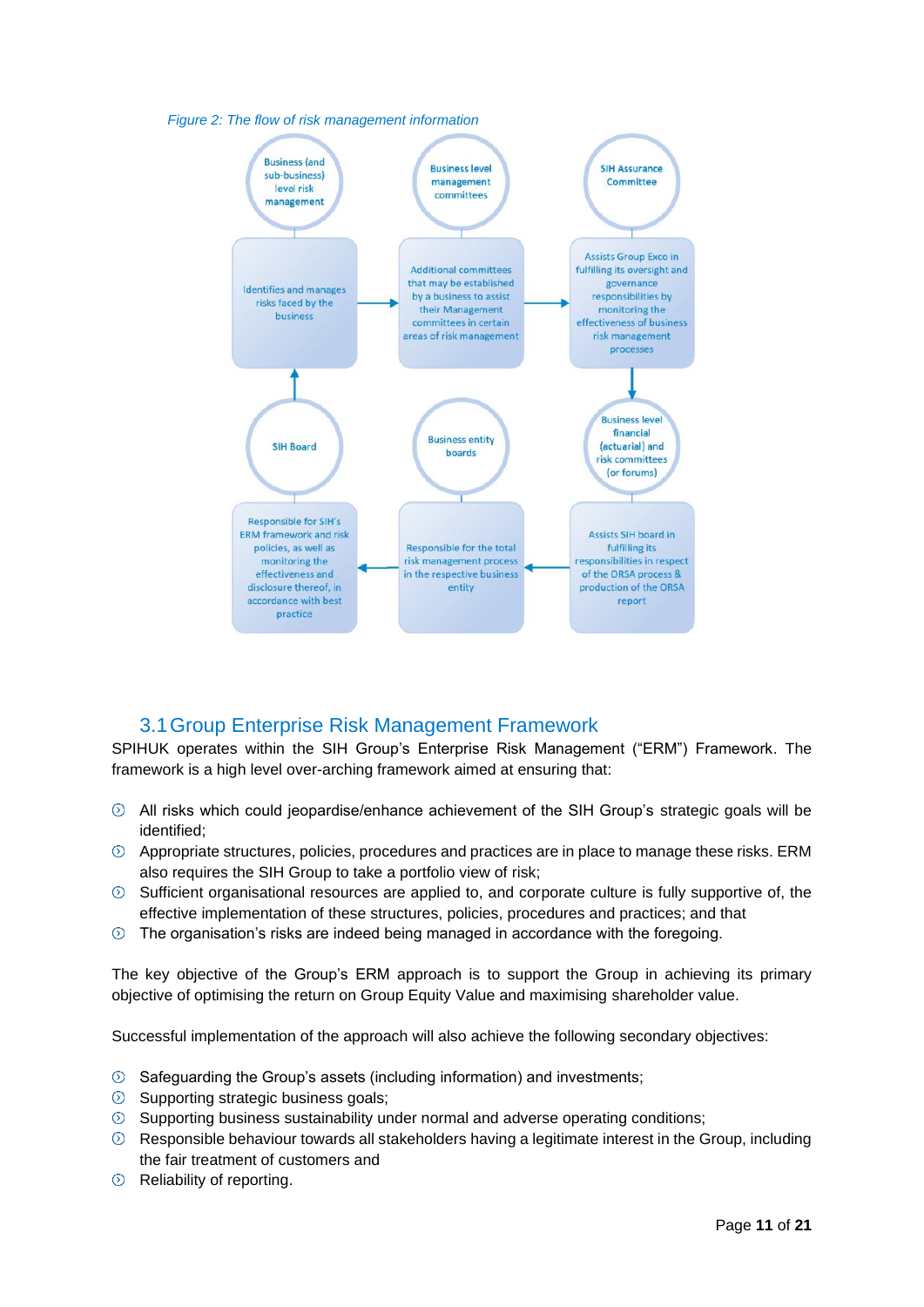*Figure 2: The flow of risk management information*

Business (and sub-business) level risk management

Identifies and manages risks faced by the business

Business level management committees

Additional committees that may be established by a business to assist their Management committees in certain areas of risk management

SIH Assurance Committee

Assists Group Exco in fulfilling its oversight and governance responsibilities by monitoring the effectiveness of business risk management processes

Business level financial (actuarial) and risk committees (or forums)

Assists SIH board in fulfilling its responsibilities in respect of the ORSA process & production of the ORSA report

Business entity boards

Responsible for the total risk management process in the respective business entity

SIH Board

Responsible for SIH's ERM framework and risk policies, as well as monitoring the effectiveness and disclosure thereof, in accordance with best practice

## 3.1 Group Enterprise Risk Management Framework

SPIHUK operates within the SIH Group's Enterprise Risk Management ("ERM") Framework. The framework is a high level over-arching framework aimed at ensuring that:

- All risks which could jeopardise/enhance achievement of the SIH Group's strategic goals will be identified;
- Appropriate structures, policies, procedures and practices are in place to manage these risks. ERM also requires the SIH Group to take a portfolio view of risk;
- Sufficient organisational resources are applied to, and corporate culture is fully supportive of, the effective implementation of these structures, policies, procedures and practices; and that
- The organisation's risks are indeed being managed in accordance with the foregoing.

The key objective of the Group's ERM approach is to support the Group in achieving its primary objective of optimising the return on Group Equity Value and maximising shareholder value.

Successful implementation of the approach will also achieve the following secondary objectives:

- Safeguarding the Group's assets (including information) and investments;
- Supporting strategic business goals;
- Supporting business sustainability under normal and adverse operating conditions;
- Responsible behaviour towards all stakeholders having a legitimate interest in the Group, including the fair treatment of customers and
- Reliability of reporting.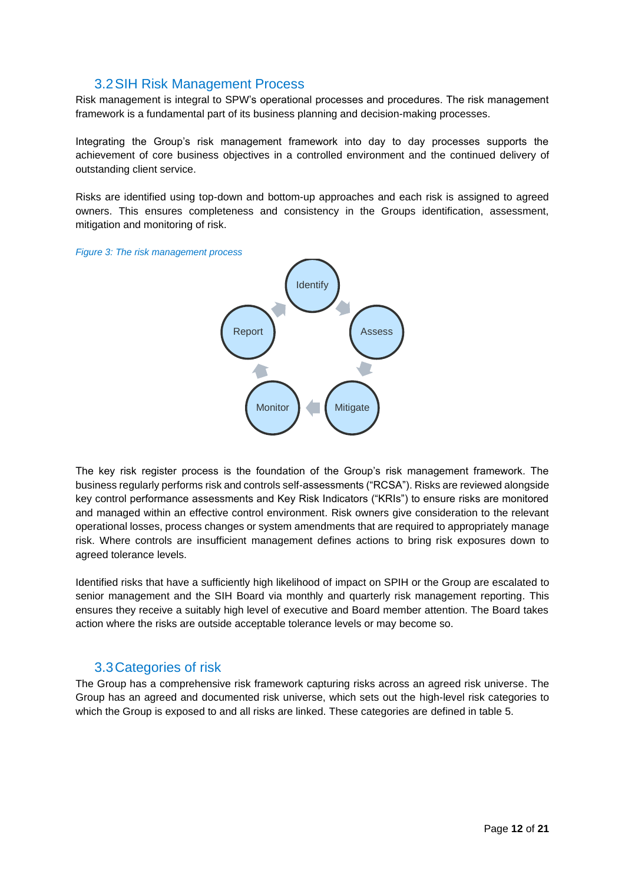## 3.2 SIH Risk Management Process

Risk management is integral to SPW's operational processes and procedures. The risk management framework is a fundamental part of its business planning and decision-making processes.

Integrating the Group's risk management framework into day to day processes supports the achievement of core business objectives in a controlled environment and the continued delivery of outstanding client service.

Risks are identified using top-down and bottom-up approaches and each risk is assigned to agreed owners. This ensures completeness and consistency in the Groups identification, assessment, mitigation and monitoring of risk.

*Figure 3: The risk management process*

Identify → Assess → Mitigate → Monitor → Report

The key risk register process is the foundation of the Group's risk management framework. The business regularly performs risk and controls self-assessments ("RCSA"). Risks are reviewed alongside key control performance assessments and Key Risk Indicators ("KRIs") to ensure risks are monitored and managed within an effective control environment. Risk owners give consideration to the relevant operational losses, process changes or system amendments that are required to appropriately manage risk. Where controls are insufficient management defines actions to bring risk exposures down to agreed tolerance levels.

Identified risks that have a sufficiently high likelihood of impact on SPIH or the Group are escalated to senior management and the SIH Board via monthly and quarterly risk management reporting. This ensures they receive a suitably high level of executive and Board member attention. The Board takes action where the risks are outside acceptable tolerance levels or may become so.

## 3.3 Categories of risk

The Group has a comprehensive risk framework capturing risks across an agreed risk universe. The Group has an agreed and documented risk universe, which sets out the high-level risk categories to which the Group is exposed to and all risks are linked. These categories are defined in table 5.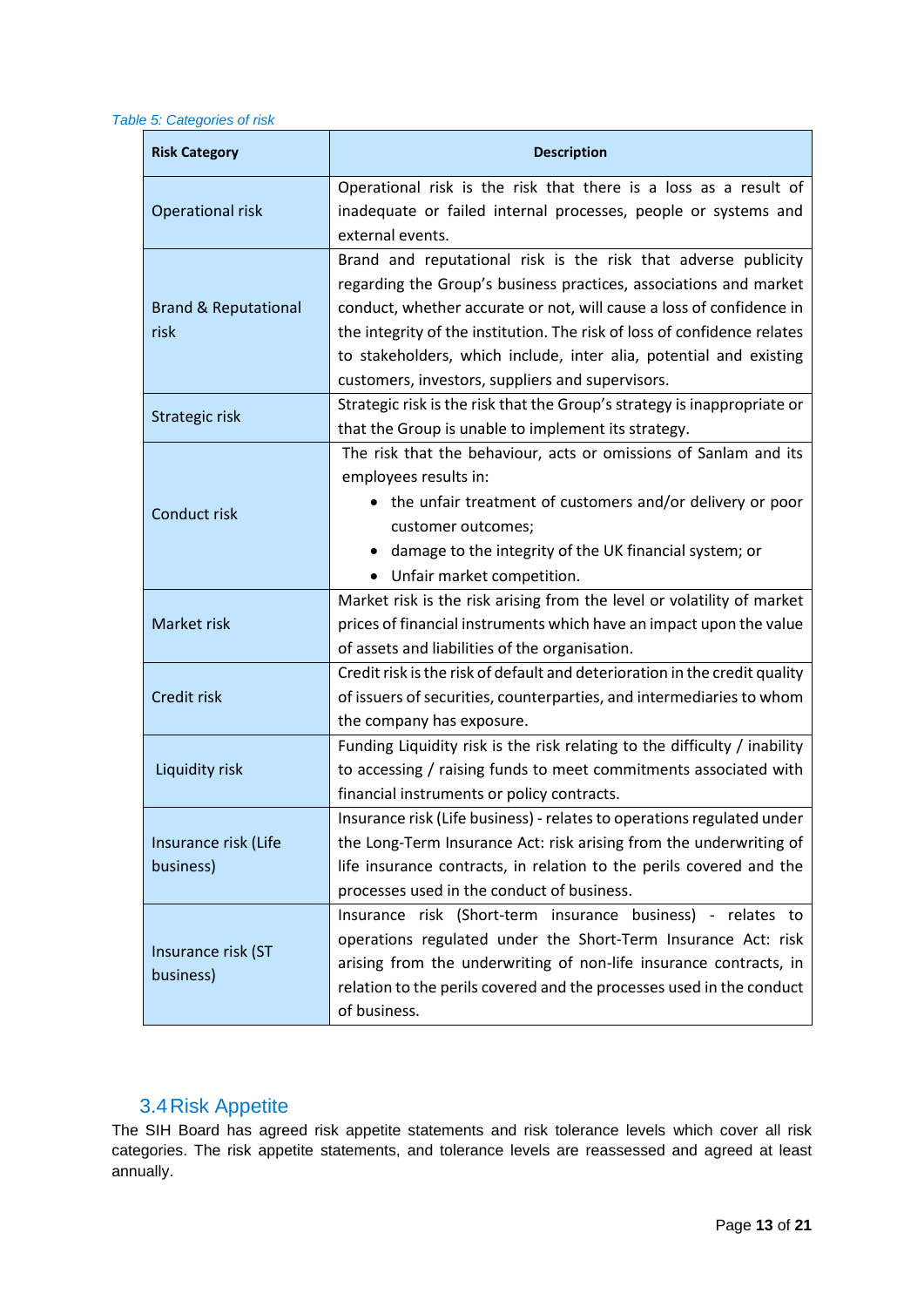*Table 5: Categories of risk*

| Risk Category | Description |
|---|---|
| Operational risk | Operational risk is the risk that there is a loss as a result of inadequate or failed internal processes, people or systems and external events. |
| Brand & Reputational risk | Brand and reputational risk is the risk that adverse publicity regarding the Group's business practices, associations and market conduct, whether accurate or not, will cause a loss of confidence in the integrity of the institution. The risk of loss of confidence relates to stakeholders, which include, inter alia, potential and existing customers, investors, suppliers and supervisors. |
| Strategic risk | Strategic risk is the risk that the Group's strategy is inappropriate or that the Group is unable to implement its strategy. |
| Conduct risk | The risk that the behaviour, acts or omissions of Sanlam and its employees results in: <br>• the unfair treatment of customers and/or delivery or poor customer outcomes; <br>• damage to the integrity of the UK financial system; or <br>• Unfair market competition. |
| Market risk | Market risk is the risk arising from the level or volatility of market prices of financial instruments which have an impact upon the value of assets and liabilities of the organisation. |
| Credit risk | Credit risk is the risk of default and deterioration in the credit quality of issuers of securities, counterparties, and intermediaries to whom the company has exposure. |
| Liquidity risk | Funding Liquidity risk is the risk relating to the difficulty / inability to accessing / raising funds to meet commitments associated with financial instruments or policy contracts. |
| Insurance risk (Life business) | Insurance risk (Life business) - relates to operations regulated under the Long-Term Insurance Act: risk arising from the underwriting of life insurance contracts, in relation to the perils covered and the processes used in the conduct of business. |
| Insurance risk (ST business) | Insurance risk (Short-term insurance business) - relates to operations regulated under the Short-Term Insurance Act: risk arising from the underwriting of non-life insurance contracts, in relation to the perils covered and the processes used in the conduct of business. |

## 3.4 Risk Appetite

The SIH Board has agreed risk appetite statements and risk tolerance levels which cover all risk categories. The risk appetite statements, and tolerance levels are reassessed and agreed at least annually.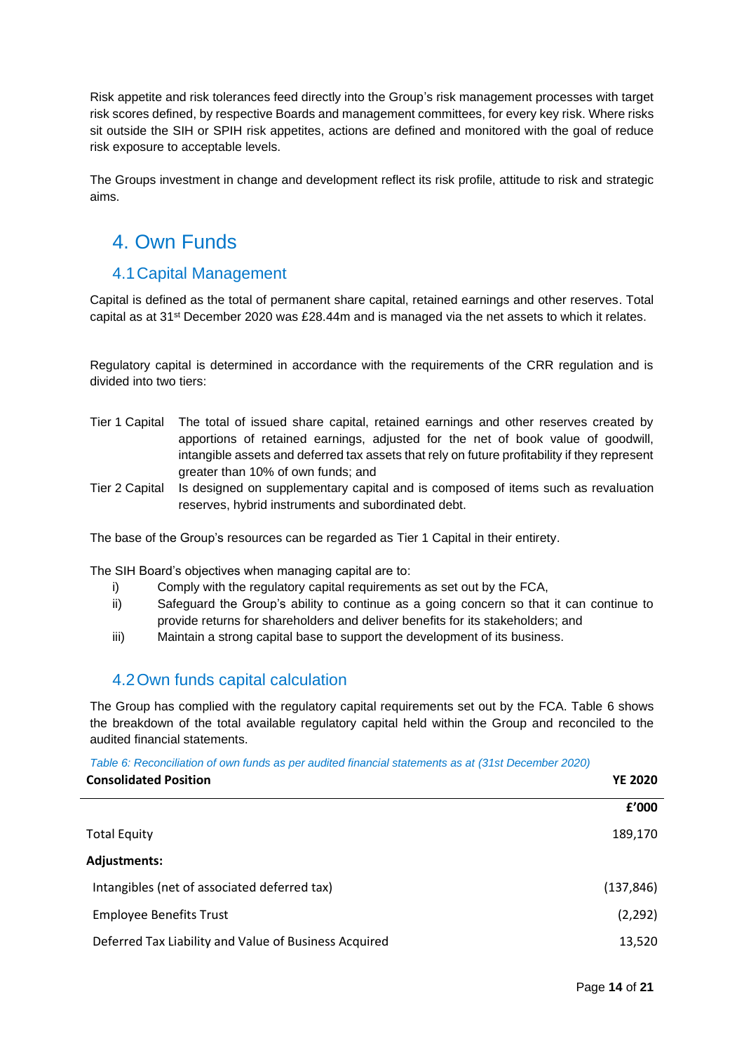Risk appetite and risk tolerances feed directly into the Group's risk management processes with target risk scores defined, by respective Boards and management committees, for every key risk. Where risks sit outside the SIH or SPIH risk appetites, actions are defined and monitored with the goal of reduce risk exposure to acceptable levels.

The Groups investment in change and development reflect its risk profile, attitude to risk and strategic aims.

# 4. Own Funds

## 4.1 Capital Management

Capital is defined as the total of permanent share capital, retained earnings and other reserves. Total capital as at 31st December 2020 was £28.44m and is managed via the net assets to which it relates.

Regulatory capital is determined in accordance with the requirements of the CRR regulation and is divided into two tiers:

- Tier 1 Capital: The total of issued share capital, retained earnings and other reserves created by apportions of retained earnings, adjusted for the net of book value of goodwill, intangible assets and deferred tax assets that rely on future profitability if they represent greater than 10% of own funds; and
- Tier 2 Capital: Is designed on supplementary capital and is composed of items such as revaluation reserves, hybrid instruments and subordinated debt.

The base of the Group's resources can be regarded as Tier 1 Capital in their entirety.

The SIH Board's objectives when managing capital are to:

i) Comply with the regulatory capital requirements as set out by the FCA,
ii) Safeguard the Group's ability to continue as a going concern so that it can continue to provide returns for shareholders and deliver benefits for its stakeholders; and
iii) Maintain a strong capital base to support the development of its business.

## 4.2 Own funds capital calculation

The Group has complied with the regulatory capital requirements set out by the FCA. Table 6 shows the breakdown of the total available regulatory capital held within the Group and reconciled to the audited financial statements.

*Table 6: Reconciliation of own funds as per audited financial statements as at (31st December 2020)*

| **Consolidated Position** | **YE 2020** |
|---|---|
| | **£'000** |
| Total Equity | 189,170 |
| **Adjustments:** | |
| Intangibles (net of associated deferred tax) | (137,846) |
| Employee Benefits Trust | (2,292) |
| Deferred Tax Liability and Value of Business Acquired | 13,520 |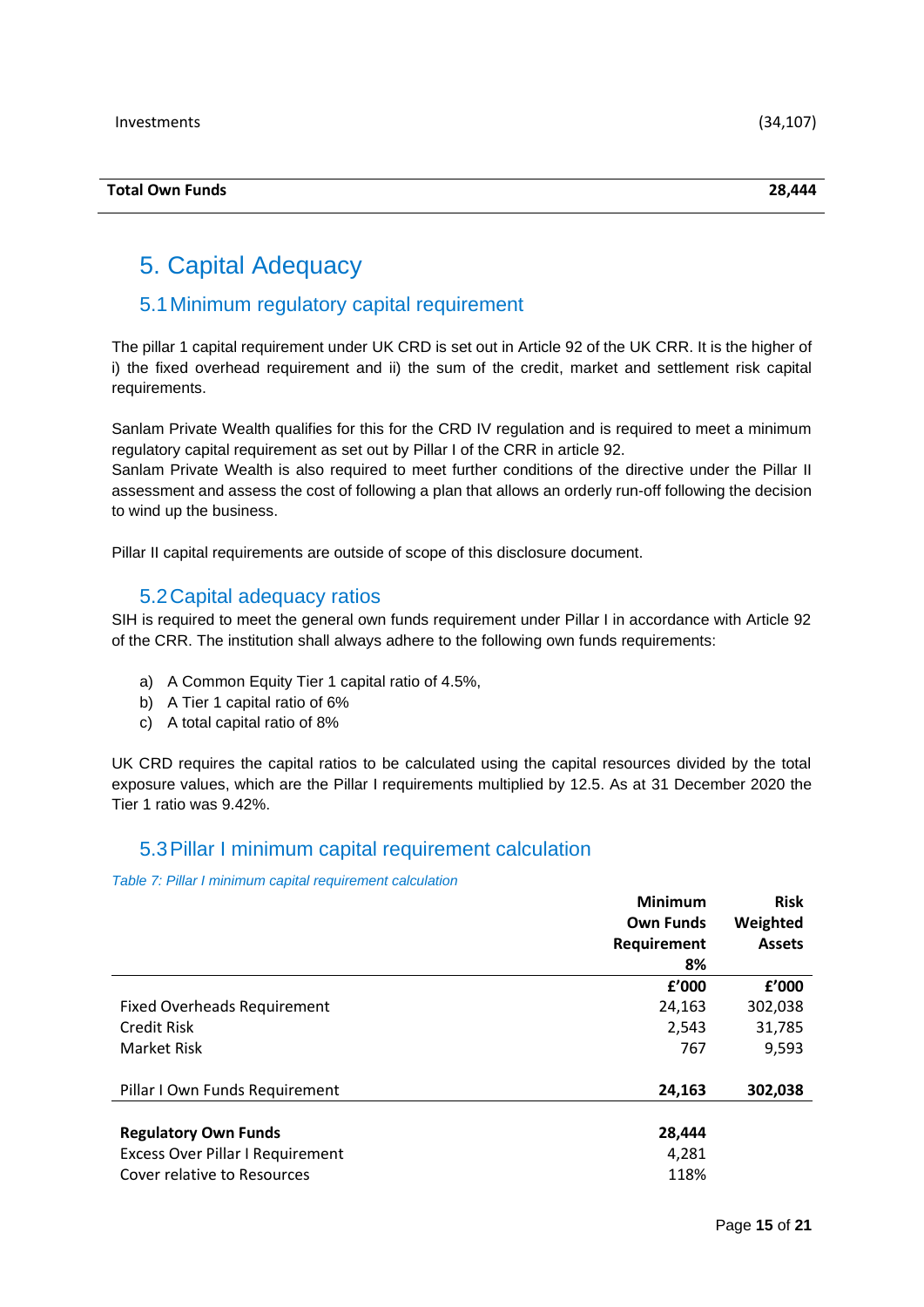| | |
|---|---|
| Investments | (34,107) |
| **Total Own Funds** | **28,444** |

# 5. Capital Adequacy

## 5.1 Minimum regulatory capital requirement

The pillar 1 capital requirement under UK CRD is set out in Article 92 of the UK CRR. It is the higher of i) the fixed overhead requirement and ii) the sum of the credit, market and settlement risk capital requirements.

Sanlam Private Wealth qualifies for this for the CRD IV regulation and is required to meet a minimum regulatory capital requirement as set out by Pillar I of the CRR in article 92.
Sanlam Private Wealth is also required to meet further conditions of the directive under the Pillar II assessment and assess the cost of following a plan that allows an orderly run-off following the decision to wind up the business.

Pillar II capital requirements are outside of scope of this disclosure document.

## 5.2 Capital adequacy ratios

SIH is required to meet the general own funds requirement under Pillar I in accordance with Article 92 of the CRR. The institution shall always adhere to the following own funds requirements:

a) A Common Equity Tier 1 capital ratio of 4.5%,
b) A Tier 1 capital ratio of 6%
c) A total capital ratio of 8%

UK CRD requires the capital ratios to be calculated using the capital resources divided by the total exposure values, which are the Pillar I requirements multiplied by 12.5. As at 31 December 2020 the Tier 1 ratio was 9.42%.

## 5.3 Pillar I minimum capital requirement calculation

*Table 7: Pillar I minimum capital requirement calculation*

| | **Minimum Own Funds Requirement 8%** | **Risk Weighted Assets** |
|---|---|---|
| | **£'000** | **£'000** |
| Fixed Overheads Requirement | 24,163 | 302,038 |
| Credit Risk | 2,543 | 31,785 |
| Market Risk | 767 | 9,593 |
| Pillar I Own Funds Requirement | **24,163** | **302,038** |
| **Regulatory Own Funds** | **28,444** | |
| Excess Over Pillar I Requirement | 4,281 | |
| Cover relative to Resources | 118% | |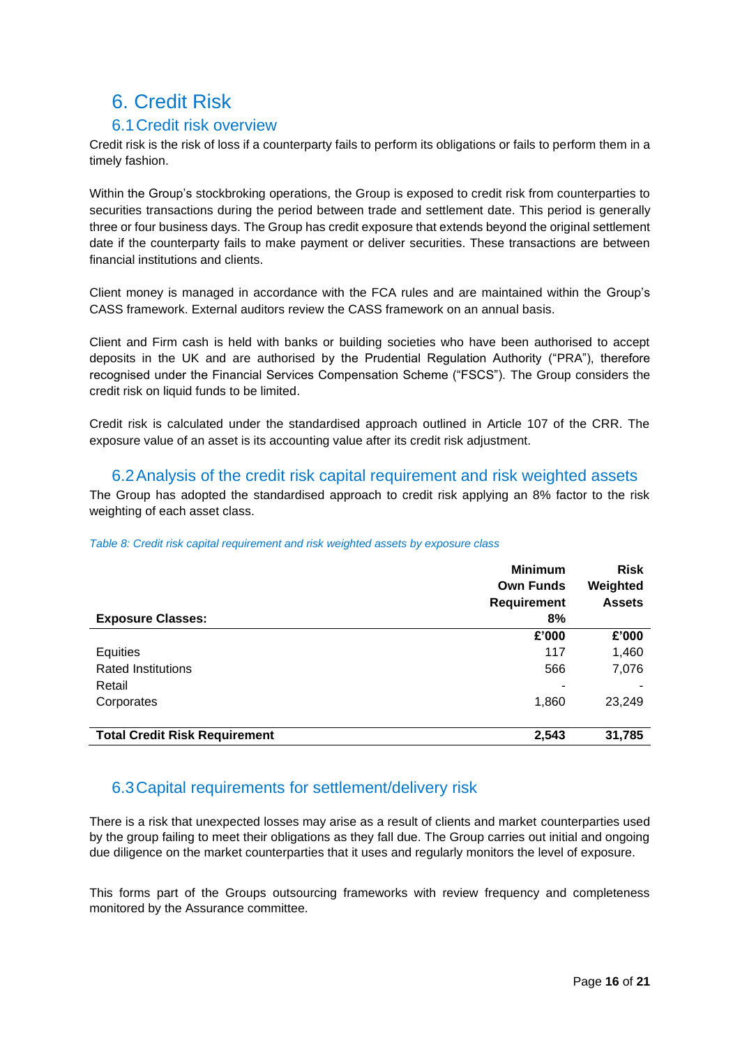# 6. Credit Risk

## 6.1 Credit risk overview

Credit risk is the risk of loss if a counterparty fails to perform its obligations or fails to perform them in a timely fashion.

Within the Group's stockbroking operations, the Group is exposed to credit risk from counterparties to securities transactions during the period between trade and settlement date. This period is generally three or four business days. The Group has credit exposure that extends beyond the original settlement date if the counterparty fails to make payment or deliver securities. These transactions are between financial institutions and clients.

Client money is managed in accordance with the FCA rules and are maintained within the Group's CASS framework. External auditors review the CASS framework on an annual basis.

Client and Firm cash is held with banks or building societies who have been authorised to accept deposits in the UK and are authorised by the Prudential Regulation Authority ("PRA"), therefore recognised under the Financial Services Compensation Scheme ("FSCS"). The Group considers the credit risk on liquid funds to be limited.

Credit risk is calculated under the standardised approach outlined in Article 107 of the CRR. The exposure value of an asset is its accounting value after its credit risk adjustment.

## 6.2 Analysis of the credit risk capital requirement and risk weighted assets

The Group has adopted the standardised approach to credit risk applying an 8% factor to the risk weighting of each asset class.

*Table 8: Credit risk capital requirement and risk weighted assets by exposure class*

| Exposure Classes: | Minimum Own Funds Requirement 8% | Risk Weighted Assets |
|---|---|---|
| | £'000 | £'000 |
| Equities | 117 | 1,460 |
| Rated Institutions | 566 | 7,076 |
| Retail | - | - |
| Corporates | 1,860 | 23,249 |
| **Total Credit Risk Requirement** | **2,543** | **31,785** |

## 6.3 Capital requirements for settlement/delivery risk

There is a risk that unexpected losses may arise as a result of clients and market counterparties used by the group failing to meet their obligations as they fall due. The Group carries out initial and ongoing due diligence on the market counterparties that it uses and regularly monitors the level of exposure.

This forms part of the Groups outsourcing frameworks with review frequency and completeness monitored by the Assurance committee.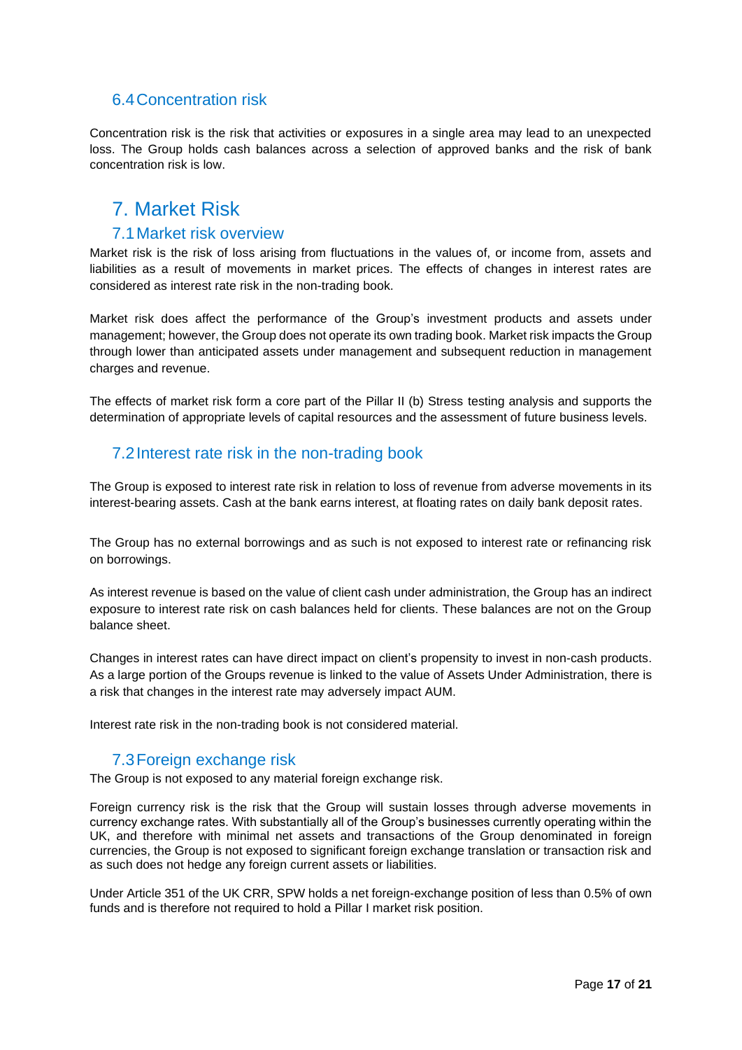### 6.4 Concentration risk

Concentration risk is the risk that activities or exposures in a single area may lead to an unexpected loss. The Group holds cash balances across a selection of approved banks and the risk of bank concentration risk is low.

## 7. Market Risk

### 7.1 Market risk overview

Market risk is the risk of loss arising from fluctuations in the values of, or income from, assets and liabilities as a result of movements in market prices. The effects of changes in interest rates are considered as interest rate risk in the non-trading book.

Market risk does affect the performance of the Group's investment products and assets under management; however, the Group does not operate its own trading book. Market risk impacts the Group through lower than anticipated assets under management and subsequent reduction in management charges and revenue.

The effects of market risk form a core part of the Pillar II (b) Stress testing analysis and supports the determination of appropriate levels of capital resources and the assessment of future business levels.

### 7.2 Interest rate risk in the non-trading book

The Group is exposed to interest rate risk in relation to loss of revenue from adverse movements in its interest-bearing assets. Cash at the bank earns interest, at floating rates on daily bank deposit rates.

The Group has no external borrowings and as such is not exposed to interest rate or refinancing risk on borrowings.

As interest revenue is based on the value of client cash under administration, the Group has an indirect exposure to interest rate risk on cash balances held for clients. These balances are not on the Group balance sheet.

Changes in interest rates can have direct impact on client's propensity to invest in non-cash products. As a large portion of the Groups revenue is linked to the value of Assets Under Administration, there is a risk that changes in the interest rate may adversely impact AUM.

Interest rate risk in the non-trading book is not considered material.

### 7.3 Foreign exchange risk

The Group is not exposed to any material foreign exchange risk.

Foreign currency risk is the risk that the Group will sustain losses through adverse movements in currency exchange rates. With substantially all of the Group's businesses currently operating within the UK, and therefore with minimal net assets and transactions of the Group denominated in foreign currencies, the Group is not exposed to significant foreign exchange translation or transaction risk and as such does not hedge any foreign current assets or liabilities.

Under Article 351 of the UK CRR, SPW holds a net foreign-exchange position of less than 0.5% of own funds and is therefore not required to hold a Pillar I market risk position.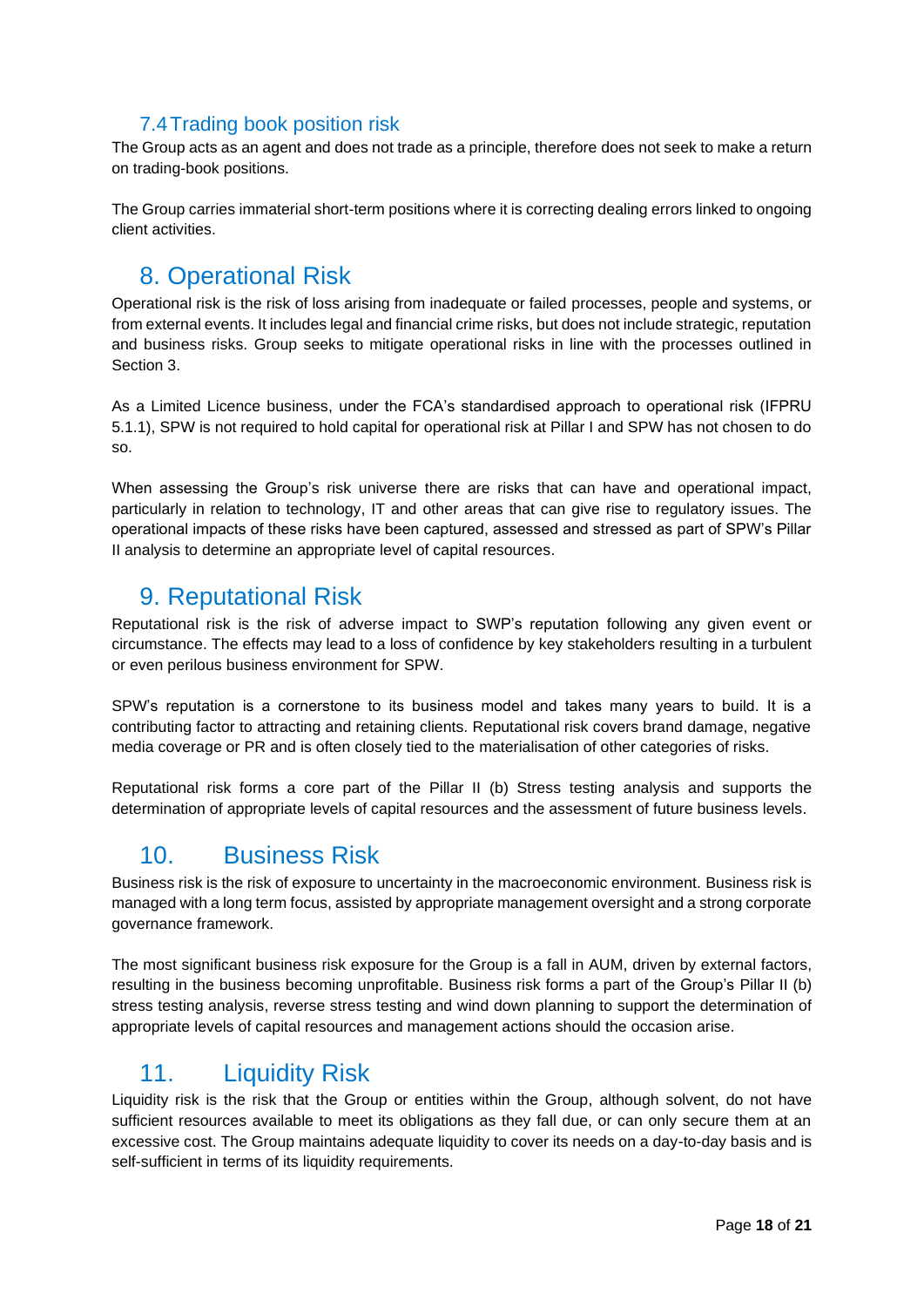## 7.4 Trading book position risk

The Group acts as an agent and does not trade as a principle, therefore does not seek to make a return on trading-book positions.

The Group carries immaterial short-term positions where it is correcting dealing errors linked to ongoing client activities.

# 8. Operational Risk

Operational risk is the risk of loss arising from inadequate or failed processes, people and systems, or from external events. It includes legal and financial crime risks, but does not include strategic, reputation and business risks. Group seeks to mitigate operational risks in line with the processes outlined in Section 3.

As a Limited Licence business, under the FCA's standardised approach to operational risk (IFPRU 5.1.1), SPW is not required to hold capital for operational risk at Pillar I and SPW has not chosen to do so.

When assessing the Group's risk universe there are risks that can have and operational impact, particularly in relation to technology, IT and other areas that can give rise to regulatory issues. The operational impacts of these risks have been captured, assessed and stressed as part of SPW's Pillar II analysis to determine an appropriate level of capital resources.

# 9. Reputational Risk

Reputational risk is the risk of adverse impact to SWP's reputation following any given event or circumstance. The effects may lead to a loss of confidence by key stakeholders resulting in a turbulent or even perilous business environment for SPW.

SPW's reputation is a cornerstone to its business model and takes many years to build. It is a contributing factor to attracting and retaining clients. Reputational risk covers brand damage, negative media coverage or PR and is often closely tied to the materialisation of other categories of risks.

Reputational risk forms a core part of the Pillar II (b) Stress testing analysis and supports the determination of appropriate levels of capital resources and the assessment of future business levels.

# 10. Business Risk

Business risk is the risk of exposure to uncertainty in the macroeconomic environment. Business risk is managed with a long term focus, assisted by appropriate management oversight and a strong corporate governance framework.

The most significant business risk exposure for the Group is a fall in AUM, driven by external factors, resulting in the business becoming unprofitable. Business risk forms a part of the Group's Pillar II (b) stress testing analysis, reverse stress testing and wind down planning to support the determination of appropriate levels of capital resources and management actions should the occasion arise.

# 11. Liquidity Risk

Liquidity risk is the risk that the Group or entities within the Group, although solvent, do not have sufficient resources available to meet its obligations as they fall due, or can only secure them at an excessive cost. The Group maintains adequate liquidity to cover its needs on a day-to-day basis and is self-sufficient in terms of its liquidity requirements.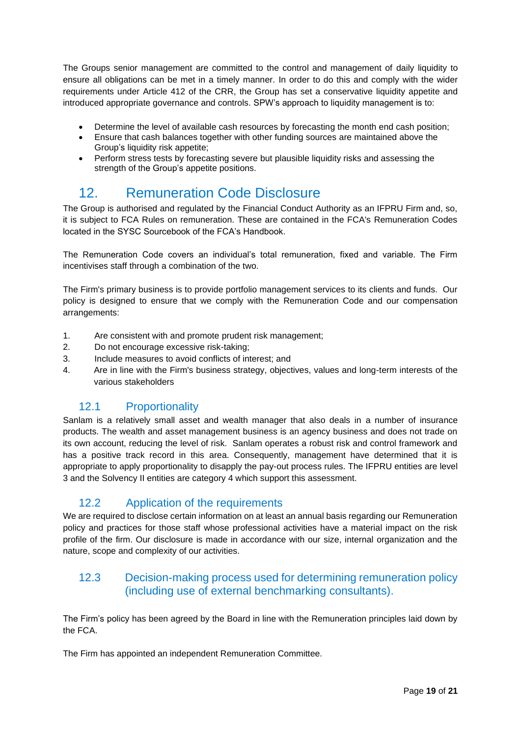The Groups senior management are committed to the control and management of daily liquidity to ensure all obligations can be met in a timely manner. In order to do this and comply with the wider requirements under Article 412 of the CRR, the Group has set a conservative liquidity appetite and introduced appropriate governance and controls. SPW's approach to liquidity management is to:

- Determine the level of available cash resources by forecasting the month end cash position;
- Ensure that cash balances together with other funding sources are maintained above the Group's liquidity risk appetite;
- Perform stress tests by forecasting severe but plausible liquidity risks and assessing the strength of the Group's appetite positions.

# 12. Remuneration Code Disclosure

The Group is authorised and regulated by the Financial Conduct Authority as an IFPRU Firm and, so, it is subject to FCA Rules on remuneration. These are contained in the FCA's Remuneration Codes located in the SYSC Sourcebook of the FCA's Handbook.

The Remuneration Code covers an individual's total remuneration, fixed and variable. The Firm incentivises staff through a combination of the two.

The Firm's primary business is to provide portfolio management services to its clients and funds. Our policy is designed to ensure that we comply with the Remuneration Code and our compensation arrangements:

1. Are consistent with and promote prudent risk management;
2. Do not encourage excessive risk-taking;
3. Include measures to avoid conflicts of interest; and
4. Are in line with the Firm's business strategy, objectives, values and long-term interests of the various stakeholders

## 12.1 Proportionality

Sanlam is a relatively small asset and wealth manager that also deals in a number of insurance products. The wealth and asset management business is an agency business and does not trade on its own account, reducing the level of risk. Sanlam operates a robust risk and control framework and has a positive track record in this area. Consequently, management have determined that it is appropriate to apply proportionality to disapply the pay-out process rules. The IFPRU entities are level 3 and the Solvency II entities are category 4 which support this assessment.

## 12.2 Application of the requirements

We are required to disclose certain information on at least an annual basis regarding our Remuneration policy and practices for those staff whose professional activities have a material impact on the risk profile of the firm. Our disclosure is made in accordance with our size, internal organization and the nature, scope and complexity of our activities.

## 12.3 Decision-making process used for determining remuneration policy (including use of external benchmarking consultants).

The Firm's policy has been agreed by the Board in line with the Remuneration principles laid down by the FCA.

The Firm has appointed an independent Remuneration Committee.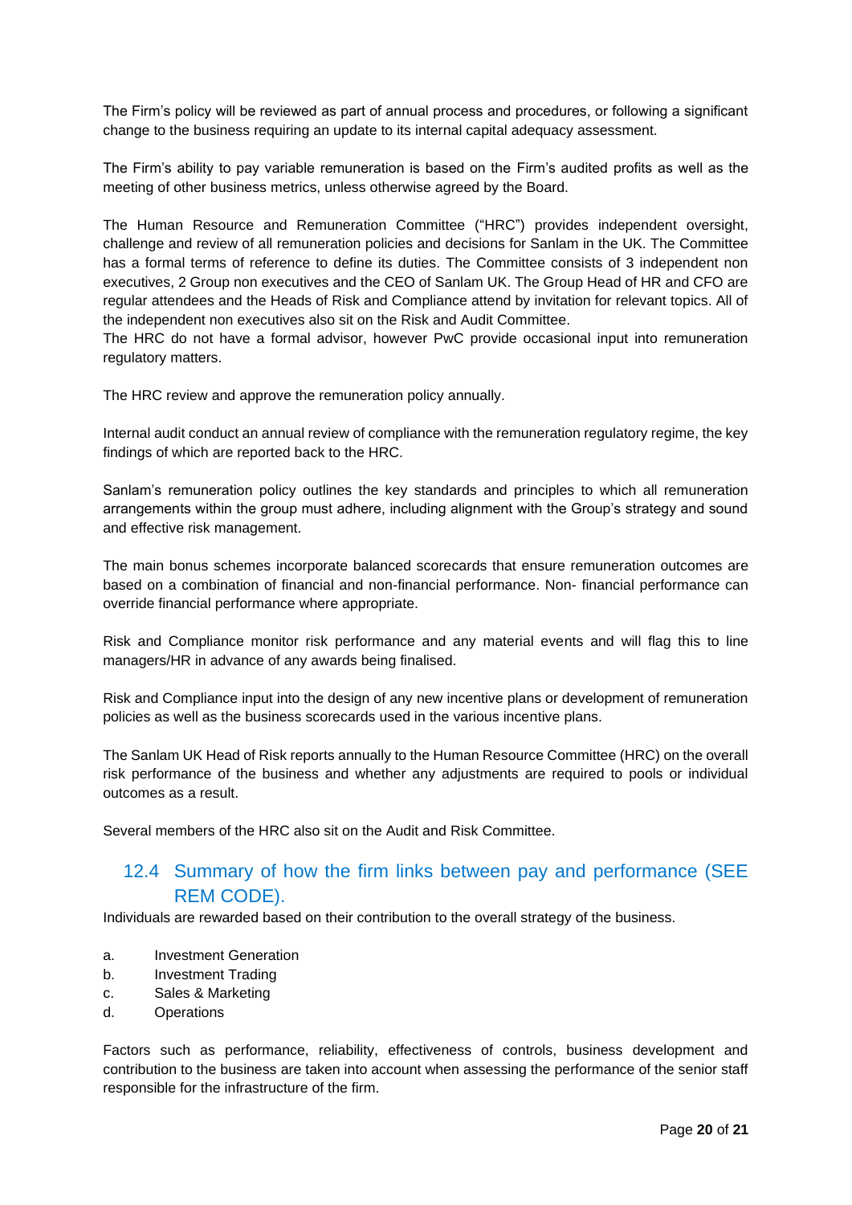The Firm's policy will be reviewed as part of annual process and procedures, or following a significant change to the business requiring an update to its internal capital adequacy assessment.

The Firm's ability to pay variable remuneration is based on the Firm's audited profits as well as the meeting of other business metrics, unless otherwise agreed by the Board.

The Human Resource and Remuneration Committee ("HRC") provides independent oversight, challenge and review of all remuneration policies and decisions for Sanlam in the UK. The Committee has a formal terms of reference to define its duties. The Committee consists of 3 independent non executives, 2 Group non executives and the CEO of Sanlam UK. The Group Head of HR and CFO are regular attendees and the Heads of Risk and Compliance attend by invitation for relevant topics. All of the independent non executives also sit on the Risk and Audit Committee.
The HRC do not have a formal advisor, however PwC provide occasional input into remuneration regulatory matters.

The HRC review and approve the remuneration policy annually.

Internal audit conduct an annual review of compliance with the remuneration regulatory regime, the key findings of which are reported back to the HRC.

Sanlam's remuneration policy outlines the key standards and principles to which all remuneration arrangements within the group must adhere, including alignment with the Group's strategy and sound and effective risk management.

The main bonus schemes incorporate balanced scorecards that ensure remuneration outcomes are based on a combination of financial and non-financial performance. Non- financial performance can override financial performance where appropriate.

Risk and Compliance monitor risk performance and any material events and will flag this to line managers/HR in advance of any awards being finalised.

Risk and Compliance input into the design of any new incentive plans or development of remuneration policies as well as the business scorecards used in the various incentive plans.

The Sanlam UK Head of Risk reports annually to the Human Resource Committee (HRC) on the overall risk performance of the business and whether any adjustments are required to pools or individual outcomes as a result.

Several members of the HRC also sit on the Audit and Risk Committee.

## 12.4 Summary of how the firm links between pay and performance (SEE REM CODE).

Individuals are rewarded based on their contribution to the overall strategy of the business.

a. Investment Generation
b. Investment Trading
c. Sales & Marketing
d. Operations

Factors such as performance, reliability, effectiveness of controls, business development and contribution to the business are taken into account when assessing the performance of the senior staff responsible for the infrastructure of the firm.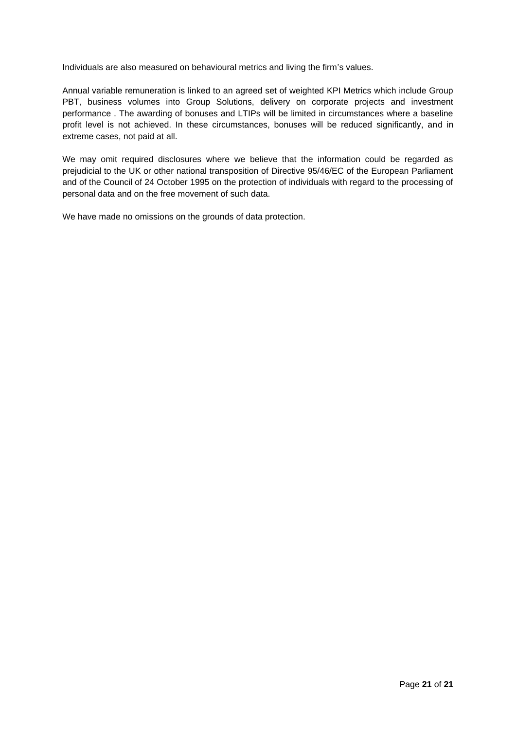Individuals are also measured on behavioural metrics and living the firm's values.

Annual variable remuneration is linked to an agreed set of weighted KPI Metrics which include Group PBT, business volumes into Group Solutions, delivery on corporate projects and investment performance . The awarding of bonuses and LTIPs will be limited in circumstances where a baseline profit level is not achieved. In these circumstances, bonuses will be reduced significantly, and in extreme cases, not paid at all.

We may omit required disclosures where we believe that the information could be regarded as prejudicial to the UK or other national transposition of Directive 95/46/EC of the European Parliament and of the Council of 24 October 1995 on the protection of individuals with regard to the processing of personal data and on the free movement of such data.

We have made no omissions on the grounds of data protection.